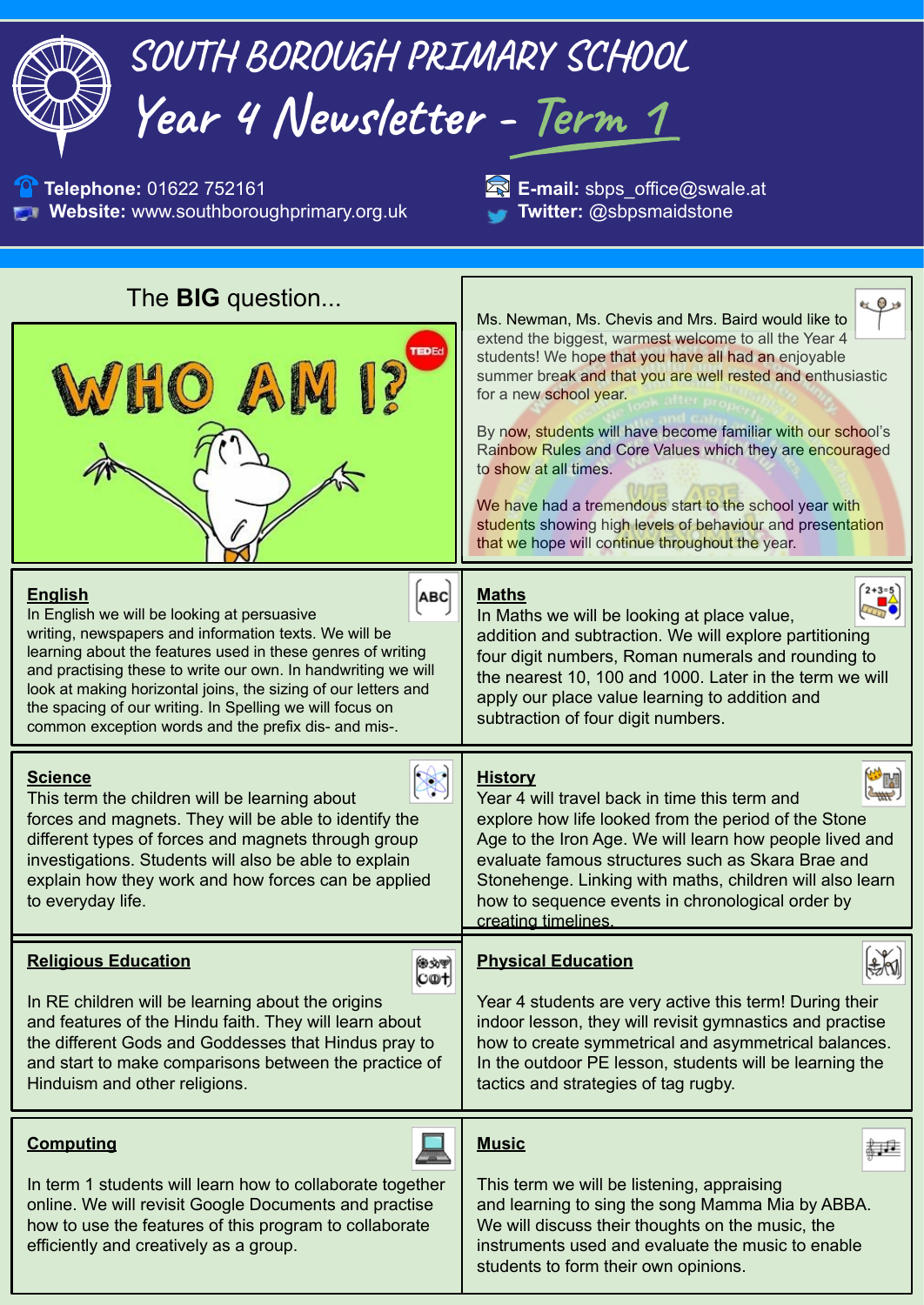# SOUTH BOROUGH PRIMARY SCHOOL

# Year 4 Newsletter - Term 1

**Telephone:** 01622 752161
**Website:** www.southboroughprimary.org.uk

**E-mail:** sbps_office@swale.at
**Twitter:** @sbpsmaidstone

## The **BIG** question...

WHO AM I?

Ms. Newman, Ms. Chevis and Mrs. Baird would like to extend the biggest, warmest welcome to all the Year 4 students! We hope that you have all had an enjoyable summer break and that you are well rested and enthusiastic for a new school year.

By now, students will have become familiar with our school's Rainbow Rules and Core Values which they are encouraged to show at all times.

We have had a tremendous start to the school year with students showing high levels of behaviour and presentation that we hope will continue throughout the year.

### English

In English we will be looking at persuasive writing, newspapers and information texts. We will be learning about the features used in these genres of writing and practising these to write our own. In handwriting we will look at making horizontal joins, the sizing of our letters and the spacing of our writing. In Spelling we will focus on common exception words and the prefix dis- and mis-.

### Maths

In Maths we will be looking at place value, addition and subtraction. We will explore partitioning four digit numbers, Roman numerals and rounding to the nearest 10, 100 and 1000. Later in the term we will apply our place value learning to addition and subtraction of four digit numbers.

### Science

This term the children will be learning about forces and magnets. They will be able to identify the different types of forces and magnets through group investigations. Students will also be able to explain explain how they work and how forces can be applied to everyday life.

### History

Year 4 will travel back in time this term and explore how life looked from the period of the Stone Age to the Iron Age. We will learn how people lived and evaluate famous structures such as Skara Brae and Stonehenge. Linking with maths, children will also learn how to sequence events in chronological order by creating timelines.

### Religious Education

In RE children will be learning about the origins and features of the Hindu faith. They will learn about the different Gods and Goddesses that Hindus pray to and start to make comparisons between the practice of Hinduism and other religions.

### Physical Education

Year 4 students are very active this term! During their indoor lesson, they will revisit gymnastics and practise how to create symmetrical and asymmetrical balances. In the outdoor PE lesson, students will be learning the tactics and strategies of tag rugby.

### Computing

In term 1 students will learn how to collaborate together online. We will revisit Google Documents and practise how to use the features of this program to collaborate efficiently and creatively as a group.

### Music

This term we will be listening, appraising and learning to sing the song Mamma Mia by ABBA. We will discuss their thoughts on the music, the instruments used and evaluate the music to enable students to form their own opinions.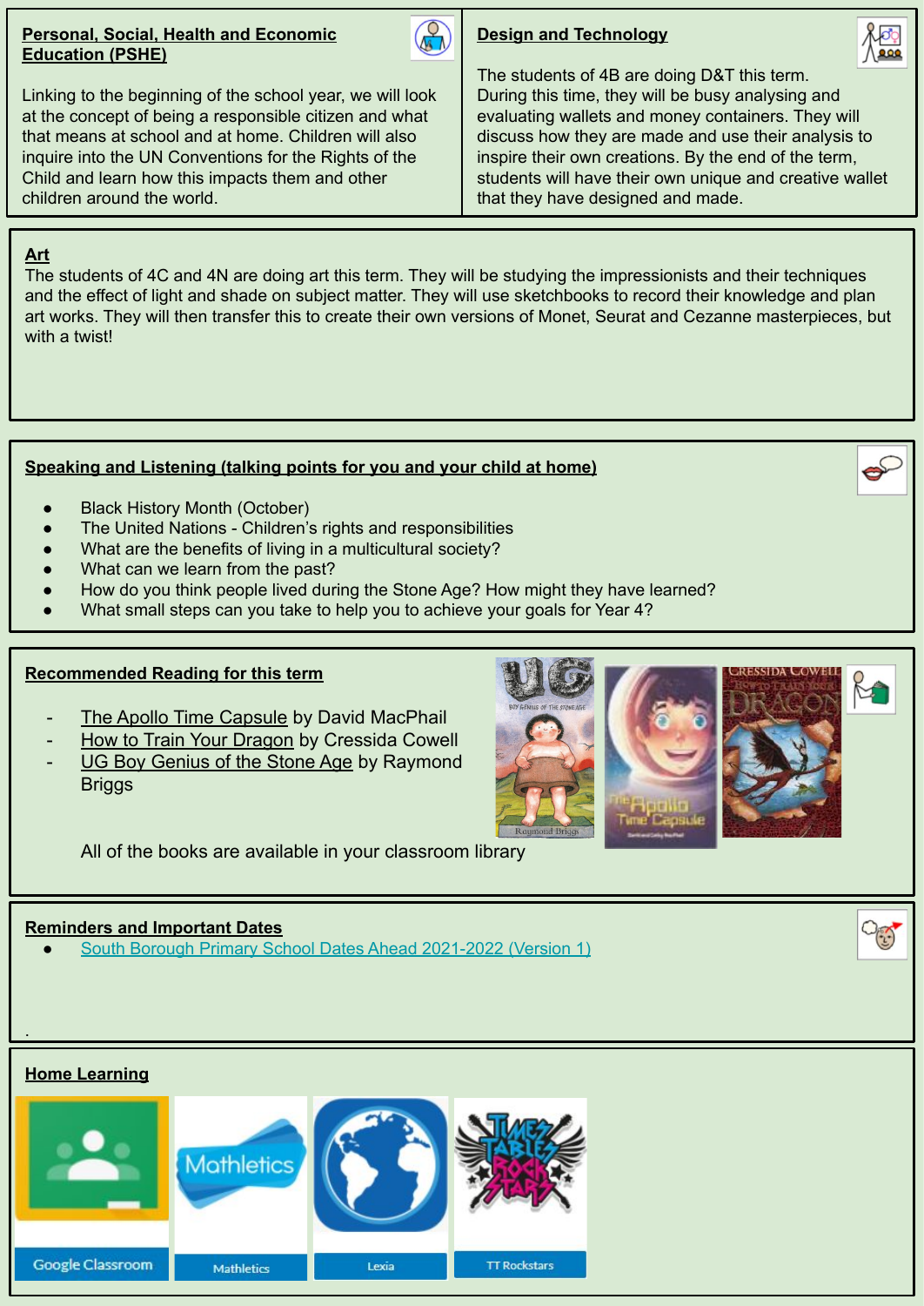## Personal, Social, Health and Economic Education (PSHE)

Linking to the beginning of the school year, we will look at the concept of being a responsible citizen and what that means at school and at home. Children will also inquire into the UN Conventions for the Rights of the Child and learn how this impacts them and other children around the world.

## Design and Technology

The students of 4B are doing D&T this term. During this time, they will be busy analysing and evaluating wallets and money containers. They will discuss how they are made and use their analysis to inspire their own creations. By the end of the term, students will have their own unique and creative wallet that they have designed and made.

## Art

The students of 4C and 4N are doing art this term. They will be studying the impressionists and their techniques and the effect of light and shade on subject matter. They will use sketchbooks to record their knowledge and plan art works. They will then transfer this to create their own versions of Monet, Seurat and Cezanne masterpieces, but with a twist!

## Speaking and Listening (talking points for you and your child at home)

- Black History Month (October)
- The United Nations - Children's rights and responsibilities
- What are the benefits of living in a multicultural society?
- What can we learn from the past?
- How do you think people lived during the Stone Age? How might they have learned?
- What small steps can you take to help you to achieve your goals for Year 4?

## Recommended Reading for this term

- The Apollo Time Capsule by David MacPhail
- How to Train Your Dragon by Cressida Cowell
- UG Boy Genius of the Stone Age by Raymond Briggs

All of the books are available in your classroom library

## Reminders and Important Dates

- South Borough Primary School Dates Ahead 2021-2022 (Version 1)

## Home Learning

Google Classroom

Mathletics

Lexia

TT Rockstars